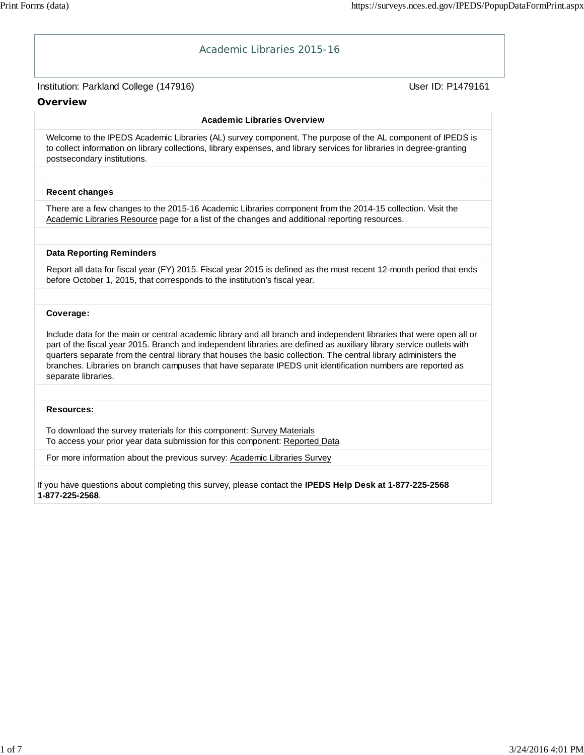# Academic Libraries 2015-16

Institution: Parkland College (147916)

User ID: P1479161

## Overview

### Academic Libraries Overview

Welcome to the IPEDS Academic Libraries (AL) survey component. The purpose of the AL component of IPEDS is to collect information on library collections, library expenses, and library services for libraries in degree-granting postsecondary institutions.

**Recent changes**

There are a few changes to the 2015-16 Academic Libraries component from the 2014-15 collection. Visit the Academic Libraries Resource page for a list of the changes and additional reporting resources.

**Data Reporting Reminders**

Report all data for fiscal year (FY) 2015. Fiscal year 2015 is defined as the most recent 12-month period that ends before October 1, 2015, that corresponds to the institution's fiscal year.

**Coverage:**

Include data for the main or central academic library and all branch and independent libraries that were open all or part of the fiscal year 2015. Branch and independent libraries are defined as auxiliary library service outlets with quarters separate from the central library that houses the basic collection. The central library administers the branches. Libraries on branch campuses that have separate IPEDS unit identification numbers are reported as separate libraries.

**Resources:**

To download the survey materials for this component: Survey Materials
To access your prior year data submission for this component: Reported Data

For more information about the previous survey: Academic Libraries Survey

If you have questions about completing this survey, please contact the **IPEDS Help Desk at 1-877-225-2568 1-877-225-2568**.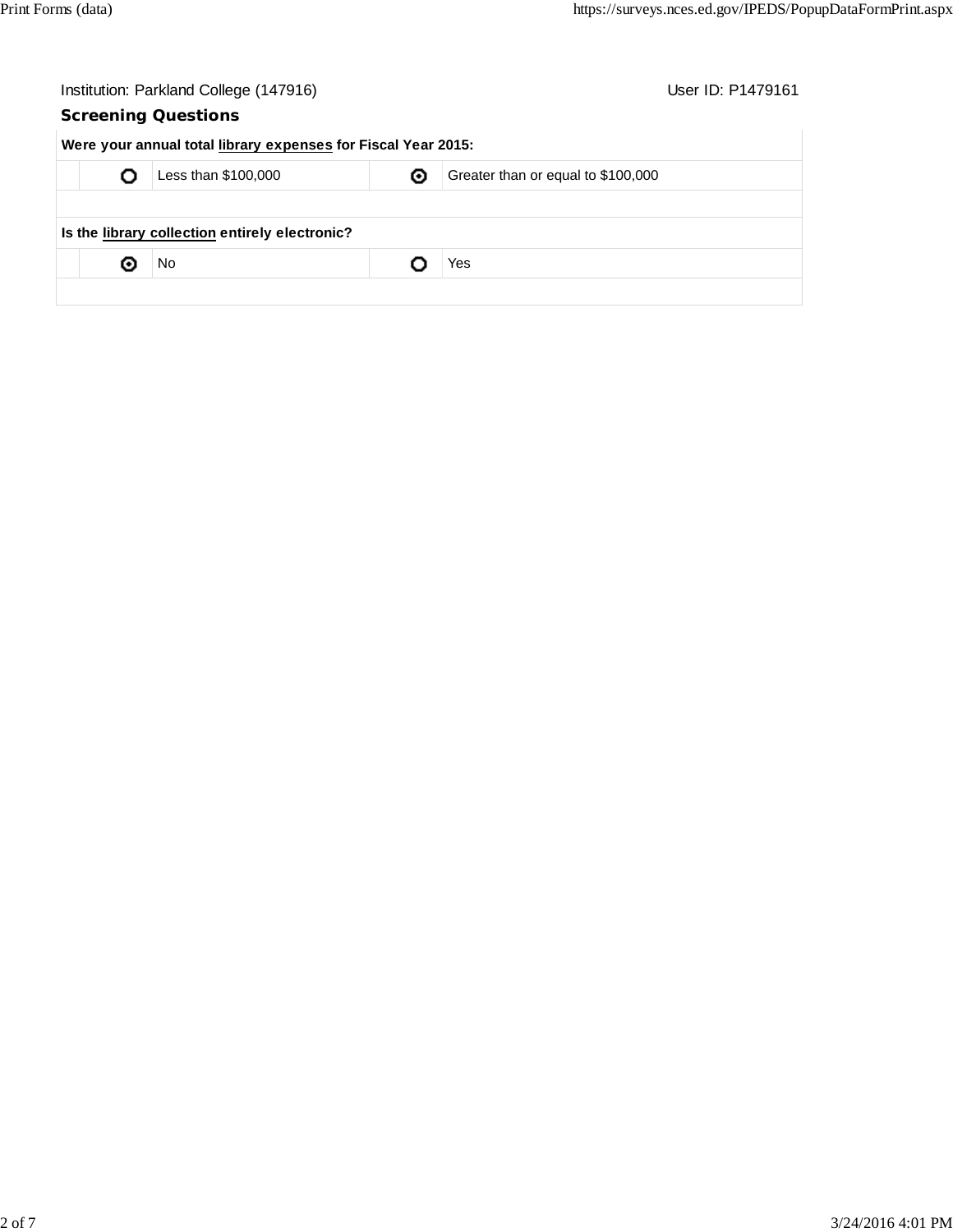Institution: Parkland College (147916) User ID: P1479161

## Screening Questions

**Were your annual total library expenses for Fiscal Year 2015:**

| | | | |
|---|---|---|---|
| ○ | Less than $100,000 | ◉ | Greater than or equal to $100,000 |

**Is the library collection entirely electronic?**

| | | | |
|---|---|---|---|
| ◉ | No | ○ | Yes |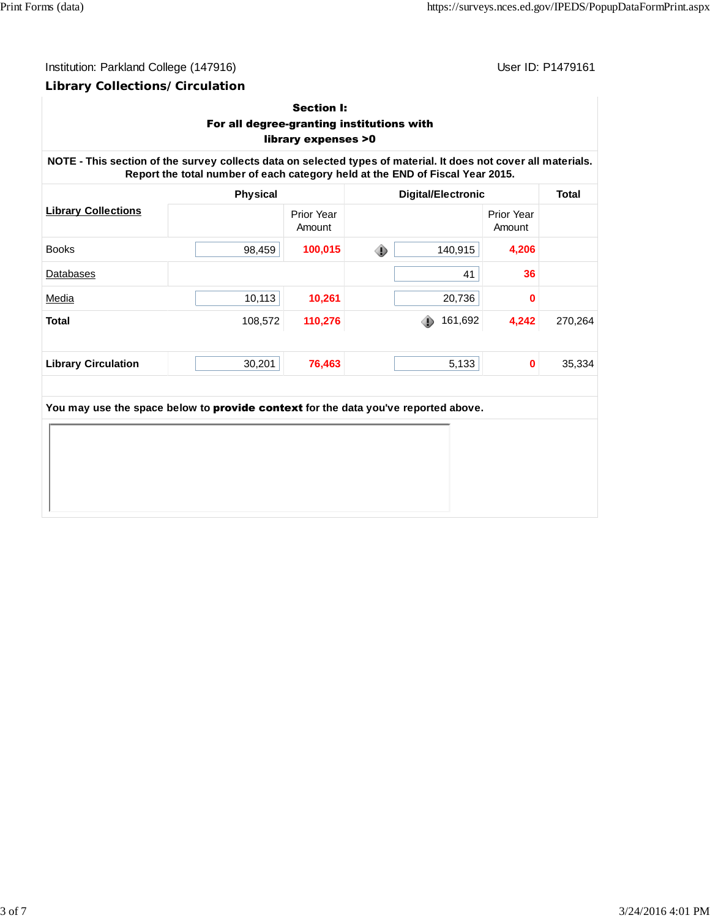Institution: Parkland College (147916)

User ID: P1479161

## Library Collections/ Circulation

**Section I:**
**For all degree-granting institutions with library expenses >0**

**NOTE - This section of the survey collects data on selected types of material. It does not cover all materials. Report the total number of each category held at the END of Fiscal Year 2015.**

| Library Collections | Physical | Physical Prior Year Amount | Digital/Electronic | Digital/Electronic Prior Year Amount | Total |
|---|---|---|---|---|---|
| Books | 98,459 | **100,015** | 140,915 | **4,206** | |
| Databases | | | 41 | **36** | |
| Media | 10,113 | **10,261** | 20,736 | **0** | |
| **Total** | 108,572 | **110,276** | 161,692 | **4,242** | 270,264 |
| **Library Circulation** | 30,201 | **76,463** | 5,133 | **0** | 35,334 |

You may use the space below to **provide context** for the data you've reported above.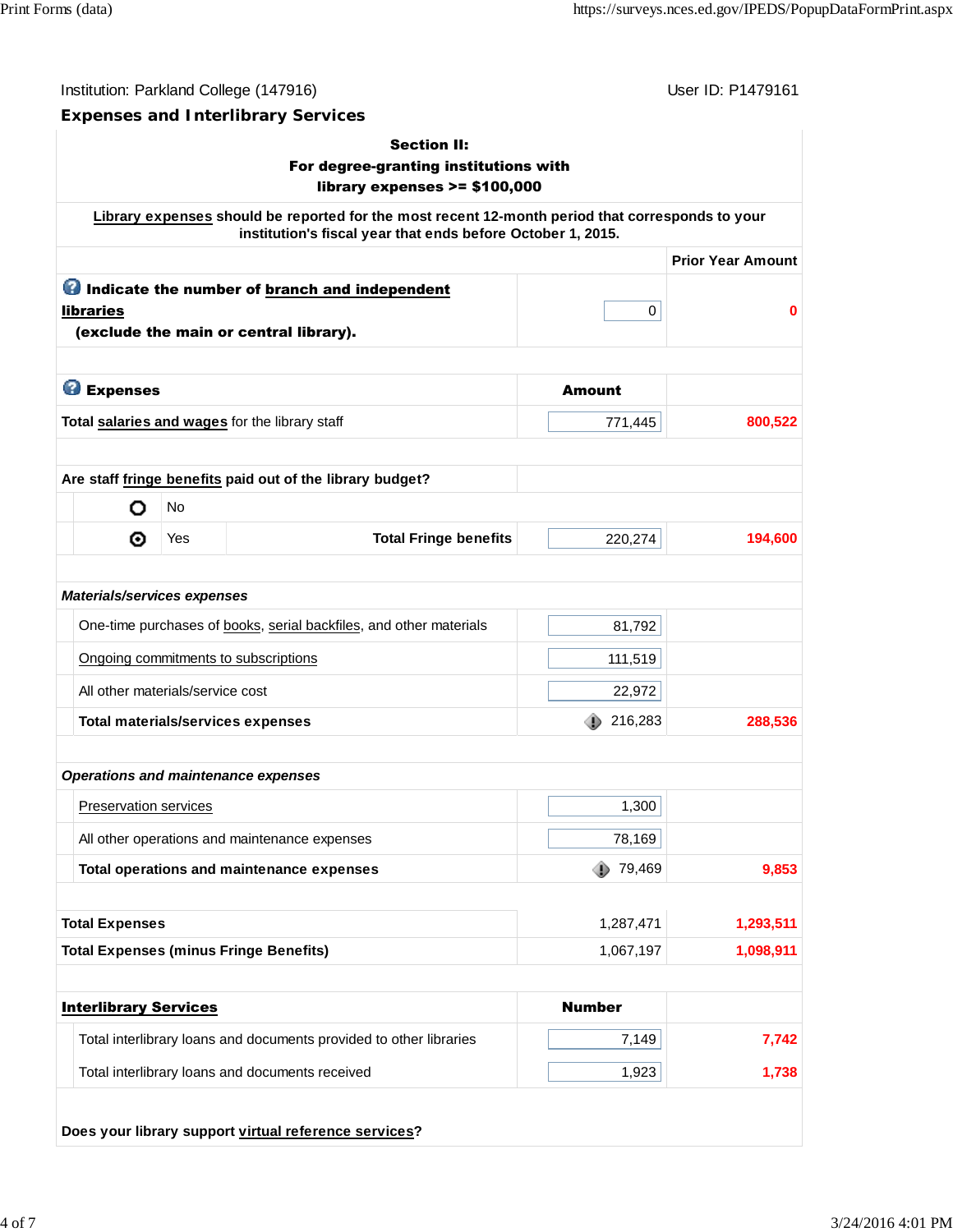Institution: Parkland College (147916) User ID: P1479161

## Expenses and Interlibrary Services

**Section II:**
**For degree-granting institutions with library expenses >= $100,000**

**Library expenses should be reported for the most recent 12-month period that corresponds to your institution's fiscal year that ends before October 1, 2015.**

| | | Prior Year Amount |
|---|---|---|
| **Indicate the number of branch and independent libraries (exclude the main or central library).** | 0 | 0 |
| **Expenses** | **Amount** | |
| **Total salaries and wages** for the library staff | 771,445 | 800,522 |
| **Are staff fringe benefits paid out of the library budget?** | | |
| ○ No | | |
| ⊙ Yes — **Total Fringe benefits** | 220,274 | 194,600 |
| ***Materials/services expenses*** | | |
| One-time purchases of books, serial backfiles, and other materials | 81,792 | |
| Ongoing commitments to subscriptions | 111,519 | |
| All other materials/service cost | 22,972 | |
| **Total materials/services expenses** | 216,283 | 288,536 |
| ***Operations and maintenance expenses*** | | |
| Preservation services | 1,300 | |
| All other operations and maintenance expenses | 78,169 | |
| **Total operations and maintenance expenses** | 79,469 | 9,853 |
| **Total Expenses** | 1,287,471 | 1,293,511 |
| **Total Expenses (minus Fringe Benefits)** | 1,067,197 | 1,098,911 |
| **Interlibrary Services** | **Number** | |
| Total interlibrary loans and documents provided to other libraries | 7,149 | 7,742 |
| Total interlibrary loans and documents received | 1,923 | 1,738 |

**Does your library support virtual reference services?**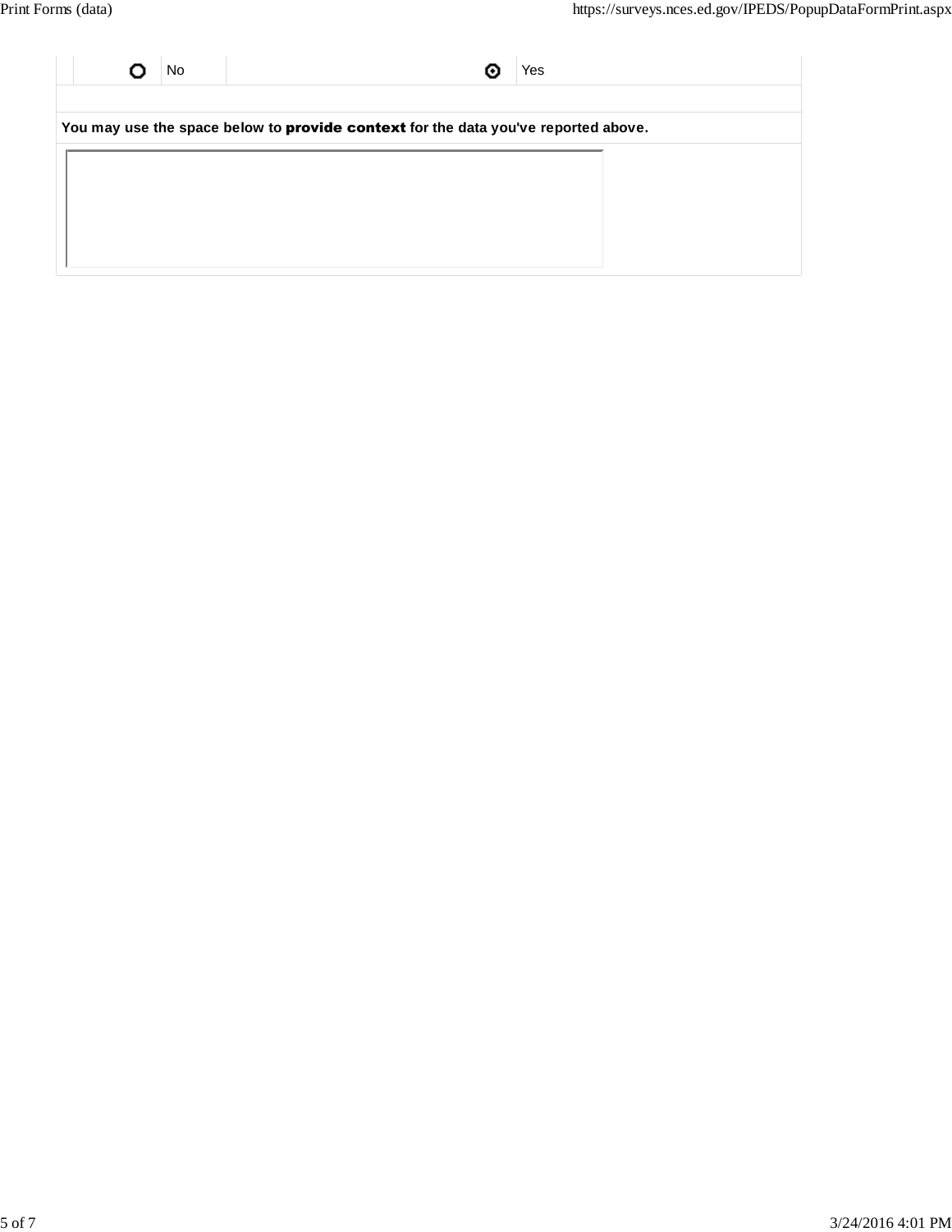| | | |
|---|---|---|
| ○ No | | ◉ Yes |

**You may use the space below to provide context for the data you've reported above.**

| |
|---|
| |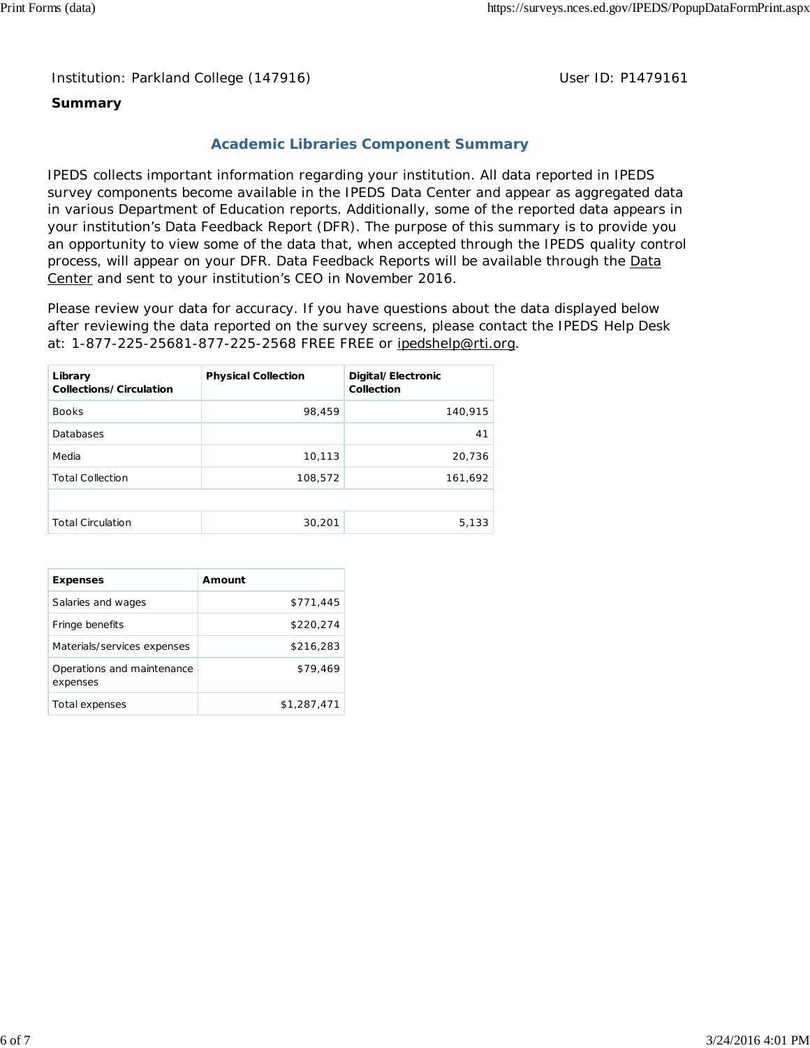Institution: Parkland College (147916)

User ID: P1479161

**Summary**

## Academic Libraries Component Summary

IPEDS collects important information regarding your institution. All data reported in IPEDS survey components become available in the IPEDS Data Center and appear as aggregated data in various Department of Education reports. Additionally, some of the reported data appears in your institution's Data Feedback Report (DFR). The purpose of this summary is to provide you an opportunity to view some of the data that, when accepted through the IPEDS quality control process, will appear on your DFR. Data Feedback Reports will be available through the Data Center and sent to your institution's CEO in November 2016.

Please review your data for accuracy. If you have questions about the data displayed below after reviewing the data reported on the survey screens, please contact the IPEDS Help Desk at: 1-877-225-25681-877-225-2568 FREE FREE or ipedshelp@rti.org.

| Library Collections/Circulation | Physical Collection | Digital/Electronic Collection |
|---|---|---|
| Books | 98,459 | 140,915 |
| Databases | | 41 |
| Media | 10,113 | 20,736 |
| Total Collection | 108,572 | 161,692 |
| | | |
| Total Circulation | 30,201 | 5,133 |

| Expenses | Amount |
|---|---|
| Salaries and wages | $771,445 |
| Fringe benefits | $220,274 |
| Materials/services expenses | $216,283 |
| Operations and maintenance expenses | $79,469 |
| Total expenses | $1,287,471 |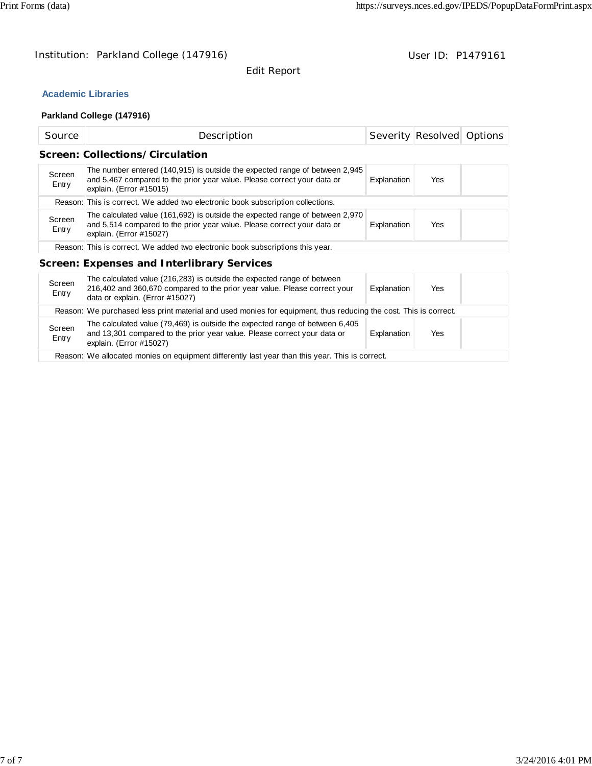Institution: Parkland College (147916)    User ID: P1479161

Edit Report

## Academic Libraries

**Parkland College (147916)**

| Source | Description | Severity | Resolved | Options |
| --- | --- | --- | --- | --- |
| **Screen: Collections/Circulation** | | | | |
| Screen Entry | The number entered (140,915) is outside the expected range of between 2,945 and 5,467 compared to the prior year value. Please correct your data or explain. (Error #15015) | Explanation | Yes | |
| Reason: | This is correct. We added two electronic book subscription collections. | | | |
| Screen Entry | The calculated value (161,692) is outside the expected range of between 2,970 and 5,514 compared to the prior year value. Please correct your data or explain. (Error #15027) | Explanation | Yes | |
| Reason: | This is correct. We added two electronic book subscriptions this year. | | | |
| **Screen: Expenses and Interlibrary Services** | | | | |
| Screen Entry | The calculated value (216,283) is outside the expected range of between 216,402 and 360,670 compared to the prior year value. Please correct your data or explain. (Error #15027) | Explanation | Yes | |
| Reason: | We purchased less print material and used monies for equipment, thus reducing the cost. This is correct. | | | |
| Screen Entry | The calculated value (79,469) is outside the expected range of between 6,405 and 13,301 compared to the prior year value. Please correct your data or explain. (Error #15027) | Explanation | Yes | |
| Reason: | We allocated monies on equipment differently last year than this year. This is correct. | | | |